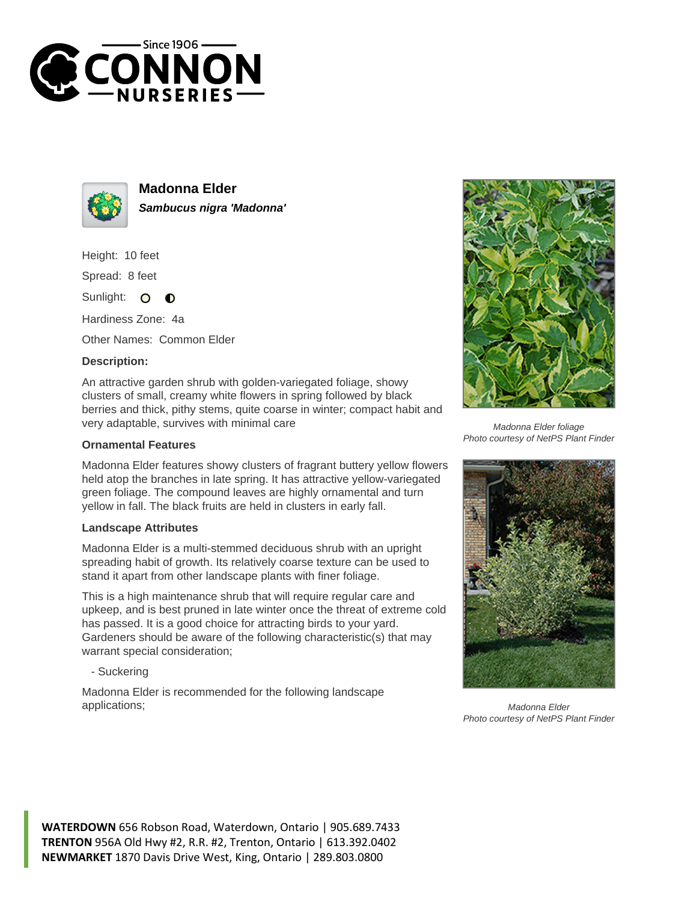# Madonna Elder

***Sambucus nigra 'Madonna'***

Height: 10 feet

Spread: 8 feet

Sunlight:

Hardiness Zone: 4a

Other Names: Common Elder

**Description:**

An attractive garden shrub with golden-variegated foliage, showy clusters of small, creamy white flowers in spring followed by black berries and thick, pithy stems, quite coarse in winter; compact habit and very adaptable, survives with minimal care

### Ornamental Features

Madonna Elder features showy clusters of fragrant buttery yellow flowers held atop the branches in late spring. It has attractive yellow-variegated green foliage. The compound leaves are highly ornamental and turn yellow in fall. The black fruits are held in clusters in early fall.

### Landscape Attributes

Madonna Elder is a multi-stemmed deciduous shrub with an upright spreading habit of growth. Its relatively coarse texture can be used to stand it apart from other landscape plants with finer foliage.

This is a high maintenance shrub that will require regular care and upkeep, and is best pruned in late winter once the threat of extreme cold has passed. It is a good choice for attracting birds to your yard. Gardeners should be aware of the following characteristic(s) that may warrant special consideration;

- Suckering

Madonna Elder is recommended for the following landscape applications;

*Madonna Elder foliage*
*Photo courtesy of NetPS Plant Finder*

*Madonna Elder*
*Photo courtesy of NetPS Plant Finder*

**WATERDOWN** 656 Robson Road, Waterdown, Ontario | 905.689.7433
**TRENTON** 956A Old Hwy #2, R.R. #2, Trenton, Ontario | 613.392.0402
**NEWMARKET** 1870 Davis Drive West, King, Ontario | 289.803.0800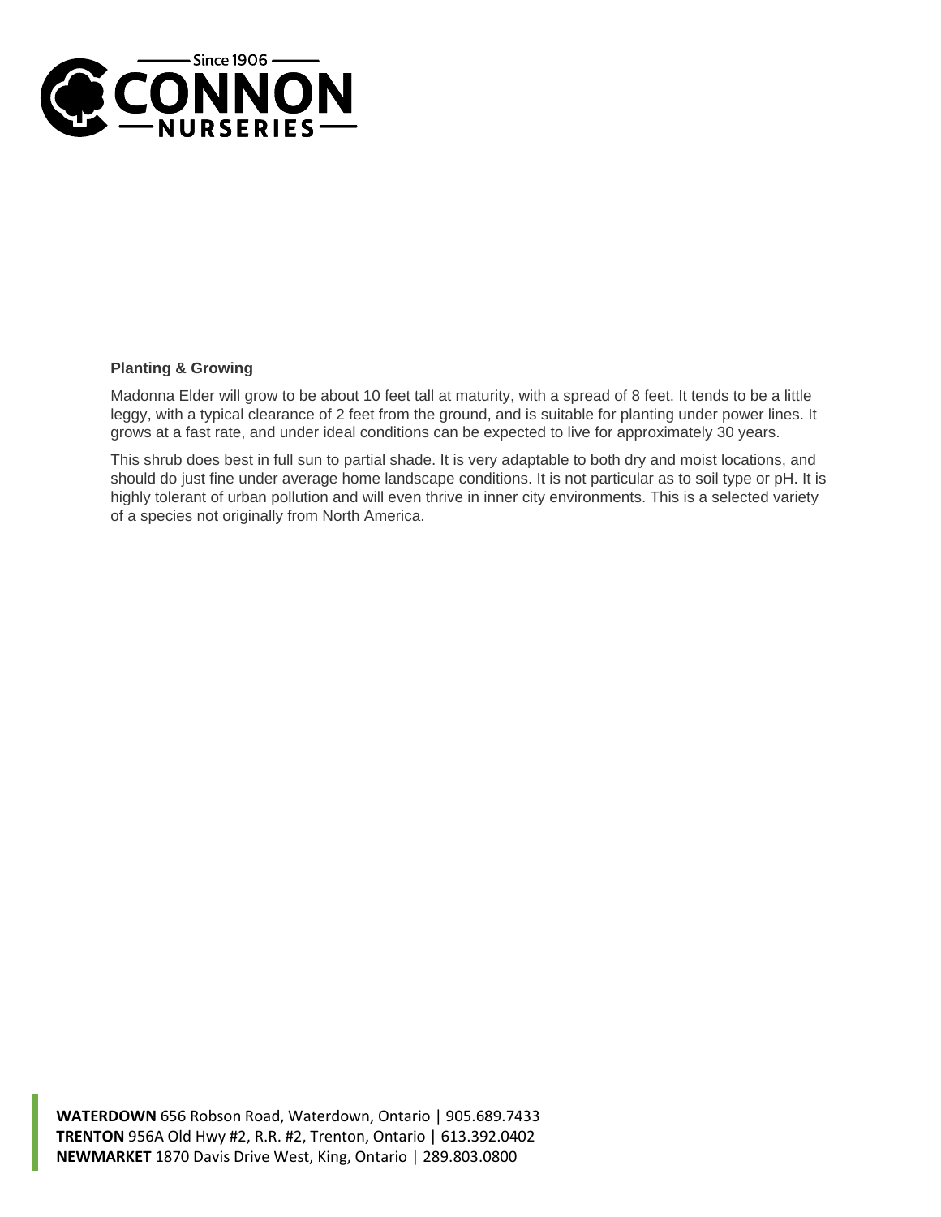### Planting & Growing

Madonna Elder will grow to be about 10 feet tall at maturity, with a spread of 8 feet. It tends to be a little leggy, with a typical clearance of 2 feet from the ground, and is suitable for planting under power lines. It grows at a fast rate, and under ideal conditions can be expected to live for approximately 30 years.

This shrub does best in full sun to partial shade. It is very adaptable to both dry and moist locations, and should do just fine under average home landscape conditions. It is not particular as to soil type or pH. It is highly tolerant of urban pollution and will even thrive in inner city environments. This is a selected variety of a species not originally from North America.